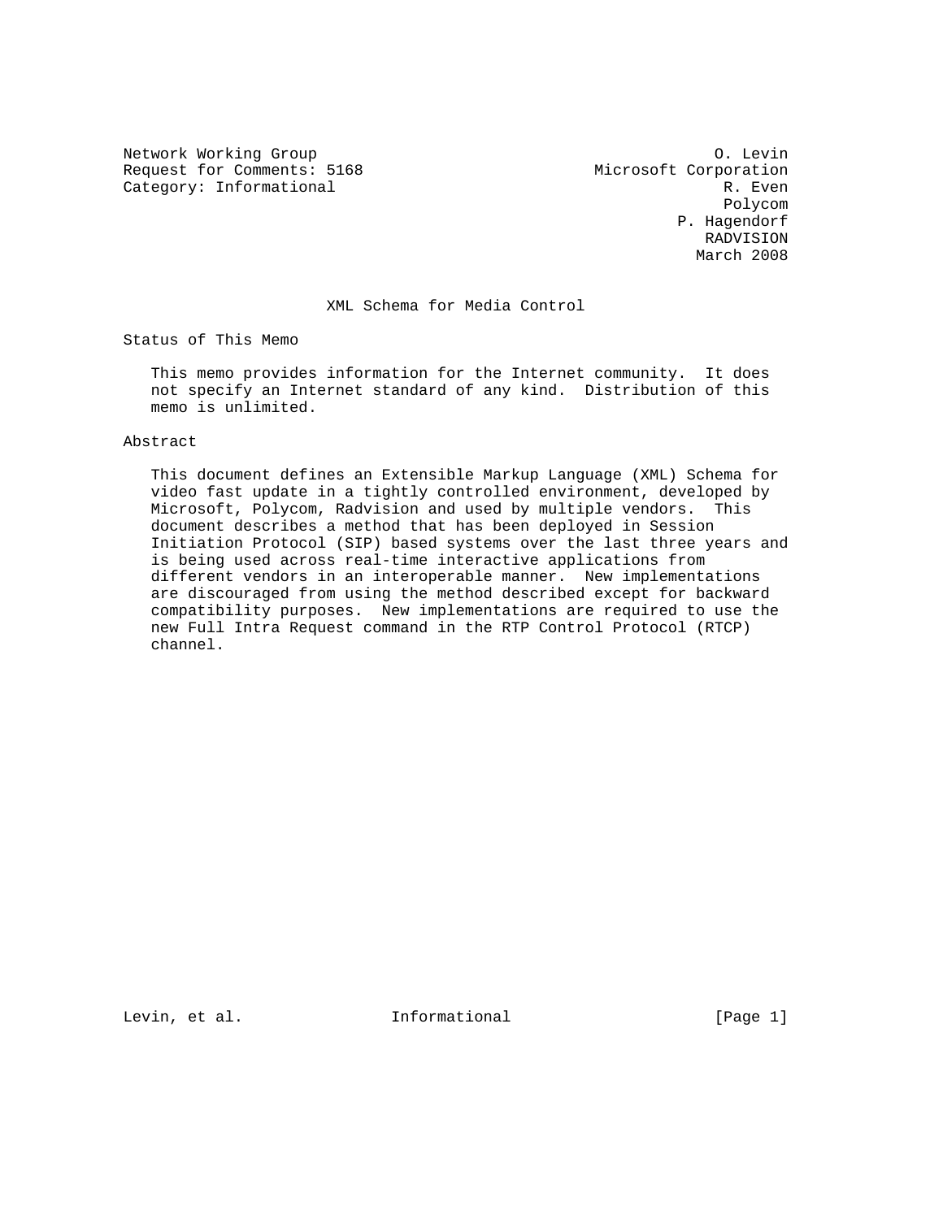Network Working Group O. Levin
Request for Comments: 5168 Microsoft Corporation
Category: Informational R. Even
Polycom
P. Hagendorf
RADVISION
March 2008

# XML Schema for Media Control

## Status of This Memo

This memo provides information for the Internet community. It does not specify an Internet standard of any kind. Distribution of this memo is unlimited.

## Abstract

This document defines an Extensible Markup Language (XML) Schema for video fast update in a tightly controlled environment, developed by Microsoft, Polycom, Radvision and used by multiple vendors. This document describes a method that has been deployed in Session Initiation Protocol (SIP) based systems over the last three years and is being used across real-time interactive applications from different vendors in an interoperable manner. New implementations are discouraged from using the method described except for backward compatibility purposes. New implementations are required to use the new Full Intra Request command in the RTP Control Protocol (RTCP) channel.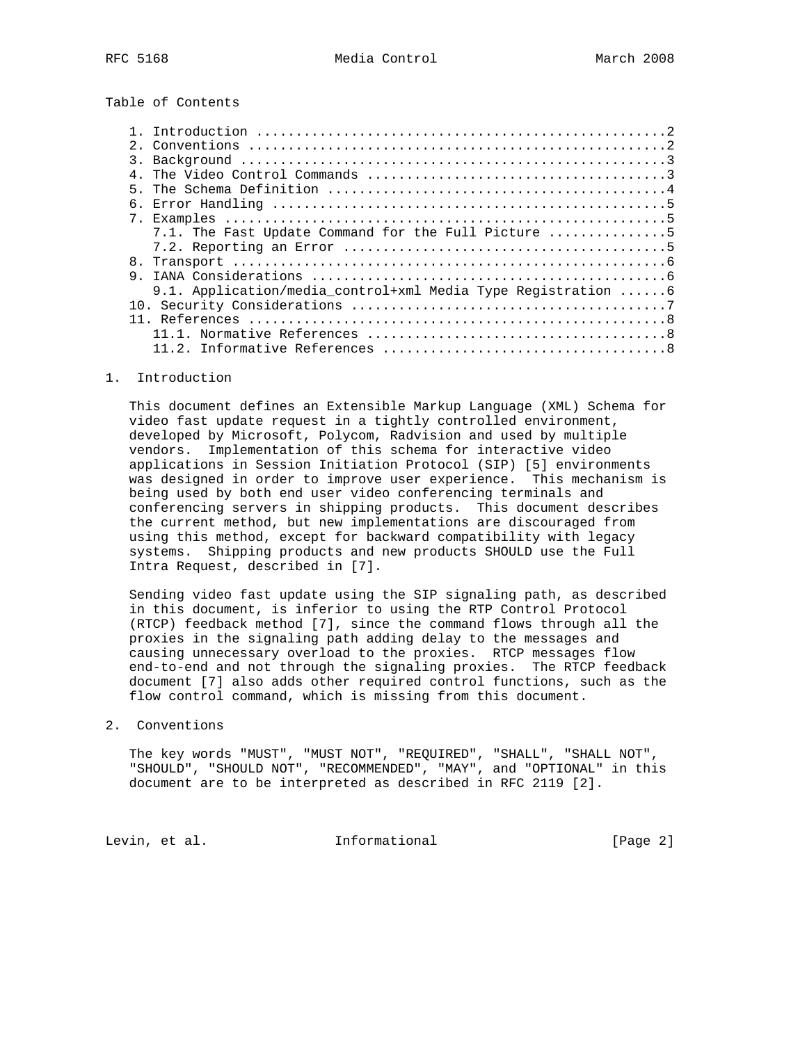Table of Contents

```
   1. Introduction ....................................................2
   2. Conventions .....................................................2
   3. Background ......................................................3
   4. The Video Control Commands ......................................3
   5. The Schema Definition ...........................................4
   6. Error Handling ..................................................5
   7. Examples ........................................................5
      7.1. The Fast Update Command for the Full Picture ...............5
      7.2. Reporting an Error .........................................5
   8. Transport .......................................................6
   9. IANA Considerations .............................................6
      9.1. Application/media_control+xml Media Type Registration ......6
   10. Security Considerations ........................................7
   11. References .....................................................8
      11.1. Normative References ......................................8
      11.2. Informative References ....................................8
```

## 1. Introduction

This document defines an Extensible Markup Language (XML) Schema for video fast update request in a tightly controlled environment, developed by Microsoft, Polycom, Radvision and used by multiple vendors. Implementation of this schema for interactive video applications in Session Initiation Protocol (SIP) [5] environments was designed in order to improve user experience. This mechanism is being used by both end user video conferencing terminals and conferencing servers in shipping products. This document describes the current method, but new implementations are discouraged from using this method, except for backward compatibility with legacy systems. Shipping products and new products SHOULD use the Full Intra Request, described in [7].

Sending video fast update using the SIP signaling path, as described in this document, is inferior to using the RTP Control Protocol (RTCP) feedback method [7], since the command flows through all the proxies in the signaling path adding delay to the messages and causing unnecessary overload to the proxies. RTCP messages flow end-to-end and not through the signaling proxies. The RTCP feedback document [7] also adds other required control functions, such as the flow control command, which is missing from this document.

## 2. Conventions

The key words "MUST", "MUST NOT", "REQUIRED", "SHALL", "SHALL NOT", "SHOULD", "SHOULD NOT", "RECOMMENDED", "MAY", and "OPTIONAL" in this document are to be interpreted as described in RFC 2119 [2].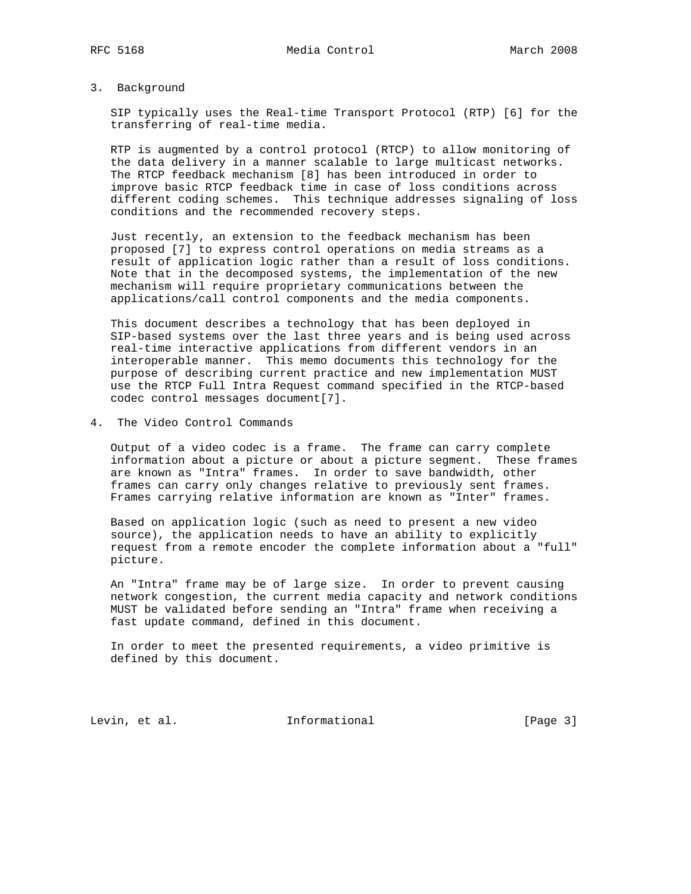## 3. Background

SIP typically uses the Real-time Transport Protocol (RTP) [6] for the transferring of real-time media.

RTP is augmented by a control protocol (RTCP) to allow monitoring of the data delivery in a manner scalable to large multicast networks. The RTCP feedback mechanism [8] has been introduced in order to improve basic RTCP feedback time in case of loss conditions across different coding schemes. This technique addresses signaling of loss conditions and the recommended recovery steps.

Just recently, an extension to the feedback mechanism has been proposed [7] to express control operations on media streams as a result of application logic rather than a result of loss conditions. Note that in the decomposed systems, the implementation of the new mechanism will require proprietary communications between the applications/call control components and the media components.

This document describes a technology that has been deployed in SIP-based systems over the last three years and is being used across real-time interactive applications from different vendors in an interoperable manner. This memo documents this technology for the purpose of describing current practice and new implementation MUST use the RTCP Full Intra Request command specified in the RTCP-based codec control messages document[7].

## 4. The Video Control Commands

Output of a video codec is a frame. The frame can carry complete information about a picture or about a picture segment. These frames are known as "Intra" frames. In order to save bandwidth, other frames can carry only changes relative to previously sent frames. Frames carrying relative information are known as "Inter" frames.

Based on application logic (such as need to present a new video source), the application needs to have an ability to explicitly request from a remote encoder the complete information about a "full" picture.

An "Intra" frame may be of large size. In order to prevent causing network congestion, the current media capacity and network conditions MUST be validated before sending an "Intra" frame when receiving a fast update command, defined in this document.

In order to meet the presented requirements, a video primitive is defined by this document.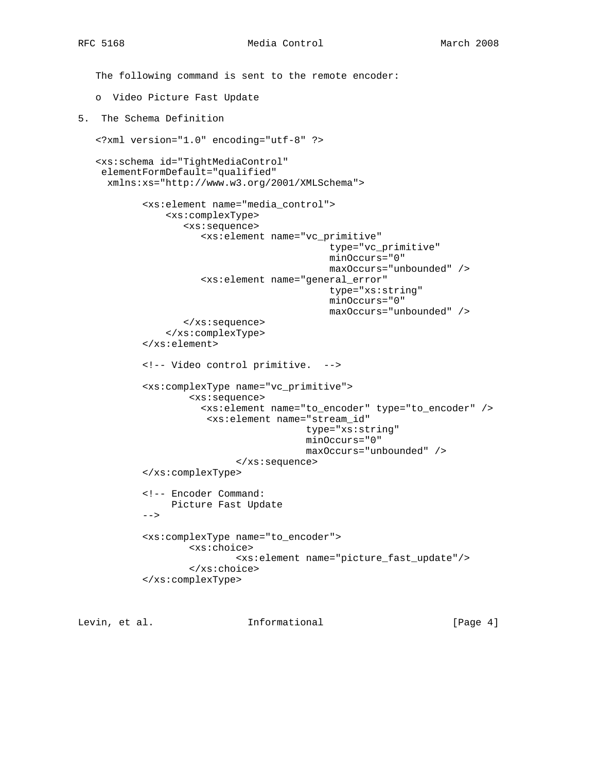The following command is sent to the remote encoder:

- Video Picture Fast Update

## 5. The Schema Definition

```
<?xml version="1.0" encoding="utf-8" ?>

<xs:schema id="TightMediaControl"
 elementFormDefault="qualified"
  xmlns:xs="http://www.w3.org/2001/XMLSchema">

        <xs:element name="media_control">
            <xs:complexType>
               <xs:sequence>
                  <xs:element name="vc_primitive"
                                      type="vc_primitive"
                                      minOccurs="0"
                                      maxOccurs="unbounded" />
                  <xs:element name="general_error"
                                      type="xs:string"
                                      minOccurs="0"
                                      maxOccurs="unbounded" />
               </xs:sequence>
            </xs:complexType>
        </xs:element>

        <!-- Video control primitive.  -->

        <xs:complexType name="vc_primitive">
                <xs:sequence>
                  <xs:element name="to_encoder" type="to_encoder" />
                   <xs:element name="stream_id"
                                  type="xs:string"
                                  minOccurs="0"
                                  maxOccurs="unbounded" />
                        </xs:sequence>
        </xs:complexType>

        <!-- Encoder Command:
             Picture Fast Update
        -->

        <xs:complexType name="to_encoder">
                <xs:choice>
                        <xs:element name="picture_fast_update"/>
                </xs:choice>
        </xs:complexType>
```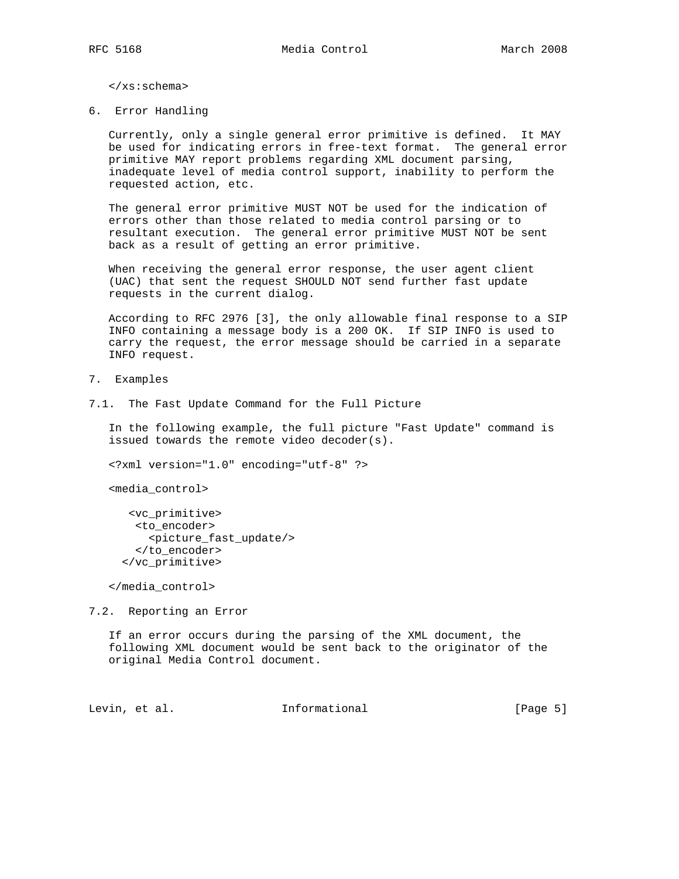```
</xs:schema>
```

## 6. Error Handling

Currently, only a single general error primitive is defined. It MAY be used for indicating errors in free-text format. The general error primitive MAY report problems regarding XML document parsing, inadequate level of media control support, inability to perform the requested action, etc.

The general error primitive MUST NOT be used for the indication of errors other than those related to media control parsing or to resultant execution. The general error primitive MUST NOT be sent back as a result of getting an error primitive.

When receiving the general error response, the user agent client (UAC) that sent the request SHOULD NOT send further fast update requests in the current dialog.

According to RFC 2976 [3], the only allowable final response to a SIP INFO containing a message body is a 200 OK. If SIP INFO is used to carry the request, the error message should be carried in a separate INFO request.

## 7. Examples

### 7.1. The Fast Update Command for the Full Picture

In the following example, the full picture "Fast Update" command is issued towards the remote video decoder(s).

```
<?xml version="1.0" encoding="utf-8" ?>

<media_control>

   <vc_primitive>
    <to_encoder>
      <picture_fast_update/>
    </to_encoder>
  </vc_primitive>

</media_control>
```

### 7.2. Reporting an Error

If an error occurs during the parsing of the XML document, the following XML document would be sent back to the originator of the original Media Control document.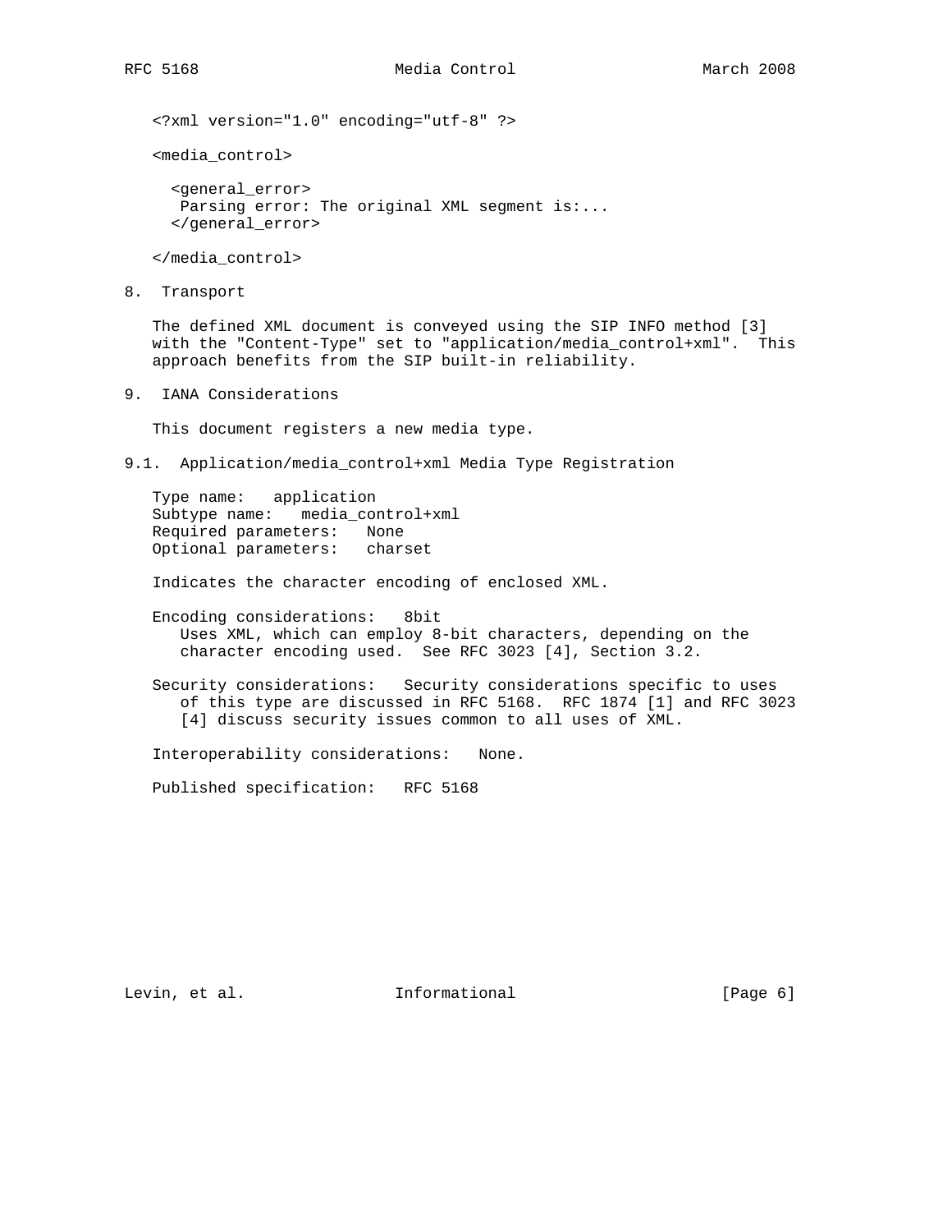```
<?xml version="1.0" encoding="utf-8" ?>

<media_control>

  <general_error>
   Parsing error: The original XML segment is:...
  </general_error>

</media_control>
```

## 8. Transport

The defined XML document is conveyed using the SIP INFO method [3] with the "Content-Type" set to "application/media_control+xml". This approach benefits from the SIP built-in reliability.

## 9. IANA Considerations

This document registers a new media type.

### 9.1. Application/media_control+xml Media Type Registration

Type name: application
Subtype name: media_control+xml
Required parameters: None
Optional parameters: charset

Indicates the character encoding of enclosed XML.

Encoding considerations: 8bit
Uses XML, which can employ 8-bit characters, depending on the character encoding used. See RFC 3023 [4], Section 3.2.

Security considerations: Security considerations specific to uses of this type are discussed in RFC 5168. RFC 1874 [1] and RFC 3023 [4] discuss security issues common to all uses of XML.

Interoperability considerations: None.

Published specification: RFC 5168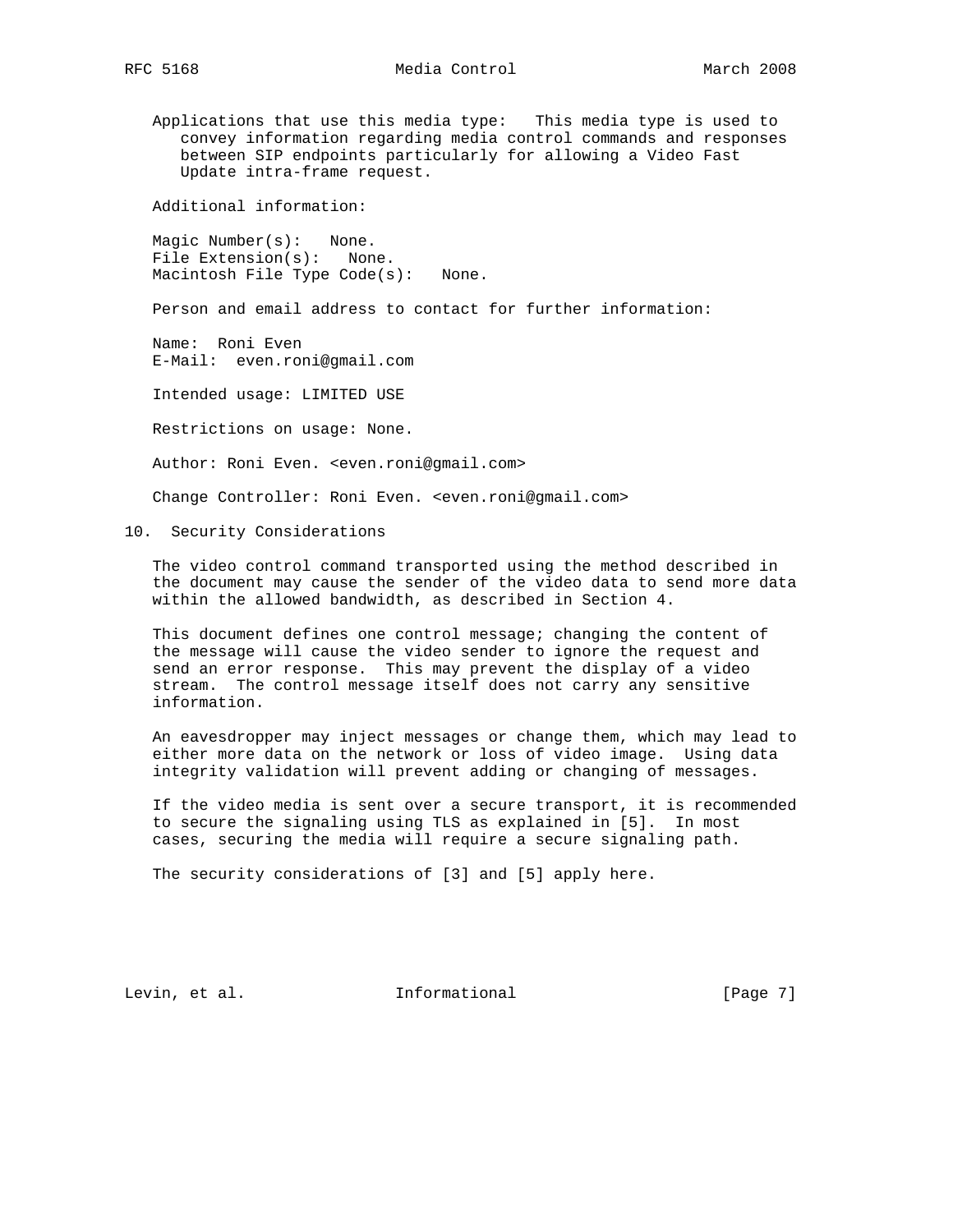Applications that use this media type: This media type is used to convey information regarding media control commands and responses between SIP endpoints particularly for allowing a Video Fast Update intra-frame request.

Additional information:

Magic Number(s): None.
File Extension(s): None.
Macintosh File Type Code(s): None.

Person and email address to contact for further information:

Name: Roni Even
E-Mail: even.roni@gmail.com

Intended usage: LIMITED USE

Restrictions on usage: None.

Author: Roni Even. <even.roni@gmail.com>

Change Controller: Roni Even. <even.roni@gmail.com>

## 10. Security Considerations

The video control command transported using the method described in the document may cause the sender of the video data to send more data within the allowed bandwidth, as described in Section 4.

This document defines one control message; changing the content of the message will cause the video sender to ignore the request and send an error response. This may prevent the display of a video stream. The control message itself does not carry any sensitive information.

An eavesdropper may inject messages or change them, which may lead to either more data on the network or loss of video image. Using data integrity validation will prevent adding or changing of messages.

If the video media is sent over a secure transport, it is recommended to secure the signaling using TLS as explained in [5]. In most cases, securing the media will require a secure signaling path.

The security considerations of [3] and [5] apply here.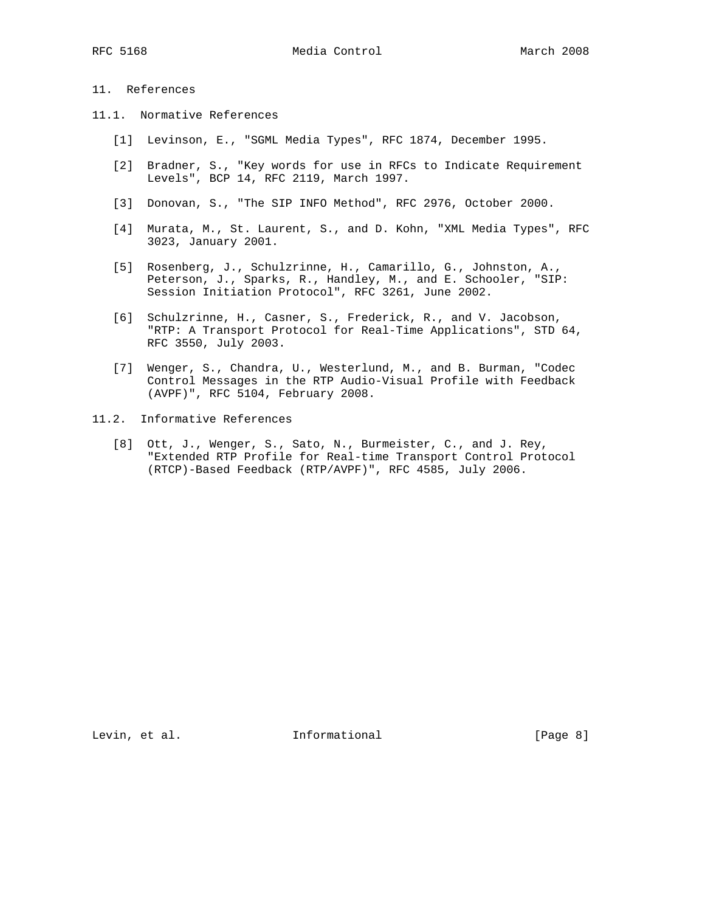## 11. References

### 11.1. Normative References

[1] Levinson, E., "SGML Media Types", RFC 1874, December 1995.

[2] Bradner, S., "Key words for use in RFCs to Indicate Requirement Levels", BCP 14, RFC 2119, March 1997.

[3] Donovan, S., "The SIP INFO Method", RFC 2976, October 2000.

[4] Murata, M., St. Laurent, S., and D. Kohn, "XML Media Types", RFC 3023, January 2001.

[5] Rosenberg, J., Schulzrinne, H., Camarillo, G., Johnston, A., Peterson, J., Sparks, R., Handley, M., and E. Schooler, "SIP: Session Initiation Protocol", RFC 3261, June 2002.

[6] Schulzrinne, H., Casner, S., Frederick, R., and V. Jacobson, "RTP: A Transport Protocol for Real-Time Applications", STD 64, RFC 3550, July 2003.

[7] Wenger, S., Chandra, U., Westerlund, M., and B. Burman, "Codec Control Messages in the RTP Audio-Visual Profile with Feedback (AVPF)", RFC 5104, February 2008.

### 11.2. Informative References

[8] Ott, J., Wenger, S., Sato, N., Burmeister, C., and J. Rey, "Extended RTP Profile for Real-time Transport Control Protocol (RTCP)-Based Feedback (RTP/AVPF)", RFC 4585, July 2006.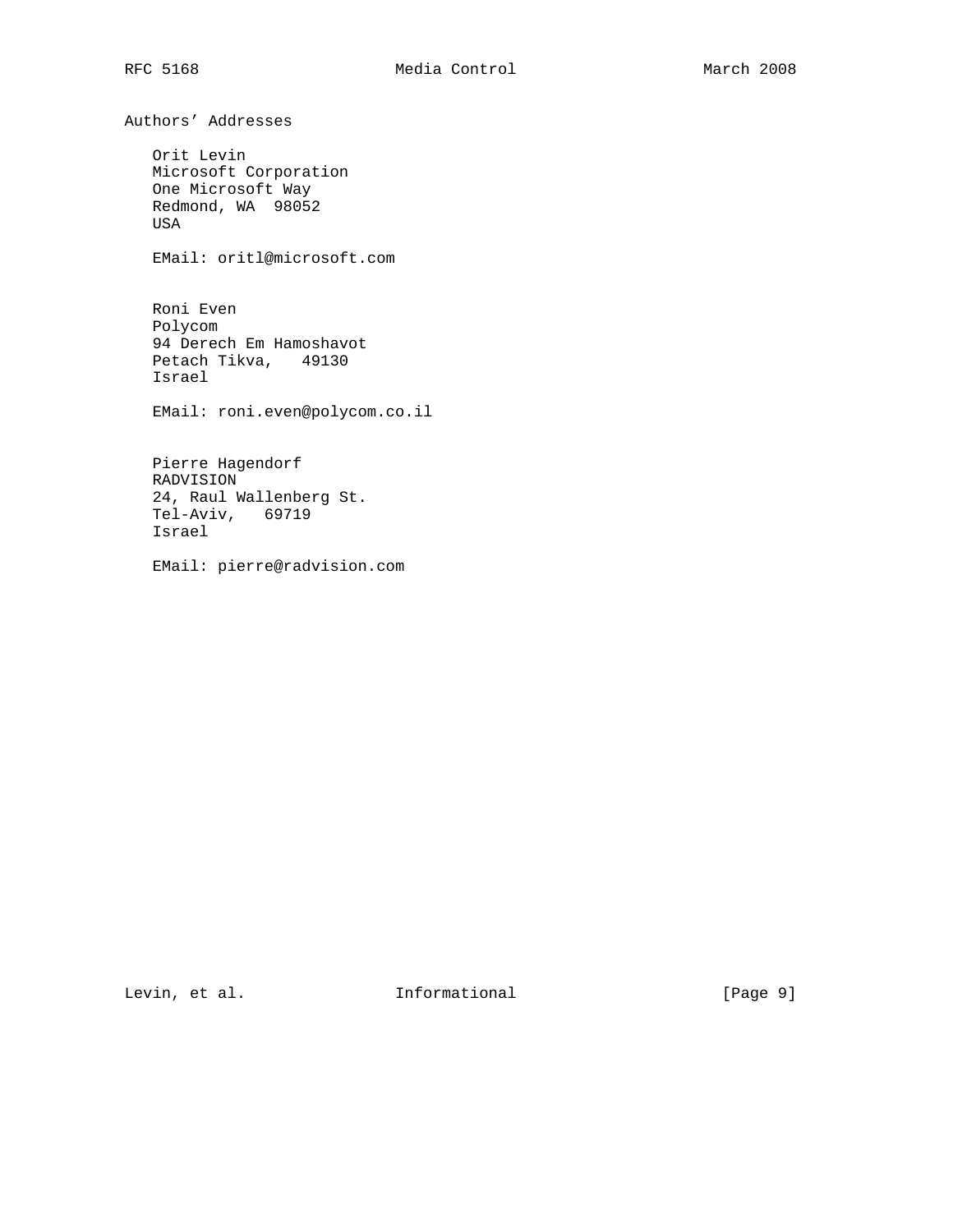## Authors' Addresses

Orit Levin
Microsoft Corporation
One Microsoft Way
Redmond, WA  98052
USA

EMail: oritl@microsoft.com

Roni Even
Polycom
94 Derech Em Hamoshavot
Petach Tikva,   49130
Israel

EMail: roni.even@polycom.co.il

Pierre Hagendorf
RADVISION
24, Raul Wallenberg St.
Tel-Aviv,   69719
Israel

EMail: pierre@radvision.com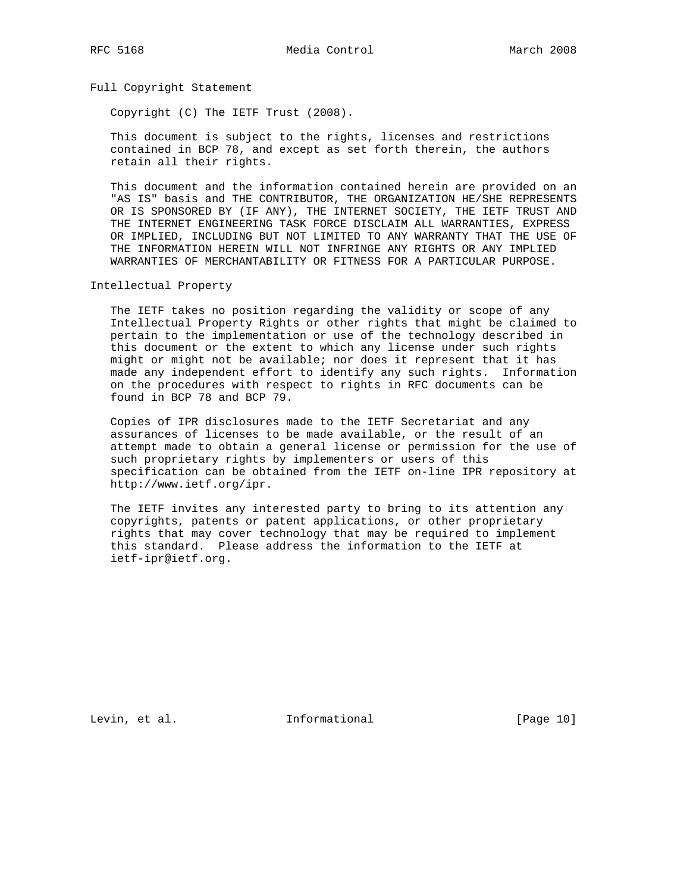## Full Copyright Statement

Copyright (C) The IETF Trust (2008).

This document is subject to the rights, licenses and restrictions contained in BCP 78, and except as set forth therein, the authors retain all their rights.

This document and the information contained herein are provided on an "AS IS" basis and THE CONTRIBUTOR, THE ORGANIZATION HE/SHE REPRESENTS OR IS SPONSORED BY (IF ANY), THE INTERNET SOCIETY, THE IETF TRUST AND THE INTERNET ENGINEERING TASK FORCE DISCLAIM ALL WARRANTIES, EXPRESS OR IMPLIED, INCLUDING BUT NOT LIMITED TO ANY WARRANTY THAT THE USE OF THE INFORMATION HEREIN WILL NOT INFRINGE ANY RIGHTS OR ANY IMPLIED WARRANTIES OF MERCHANTABILITY OR FITNESS FOR A PARTICULAR PURPOSE.

## Intellectual Property

The IETF takes no position regarding the validity or scope of any Intellectual Property Rights or other rights that might be claimed to pertain to the implementation or use of the technology described in this document or the extent to which any license under such rights might or might not be available; nor does it represent that it has made any independent effort to identify any such rights. Information on the procedures with respect to rights in RFC documents can be found in BCP 78 and BCP 79.

Copies of IPR disclosures made to the IETF Secretariat and any assurances of licenses to be made available, or the result of an attempt made to obtain a general license or permission for the use of such proprietary rights by implementers or users of this specification can be obtained from the IETF on-line IPR repository at http://www.ietf.org/ipr.

The IETF invites any interested party to bring to its attention any copyrights, patents or patent applications, or other proprietary rights that may cover technology that may be required to implement this standard. Please address the information to the IETF at ietf-ipr@ietf.org.